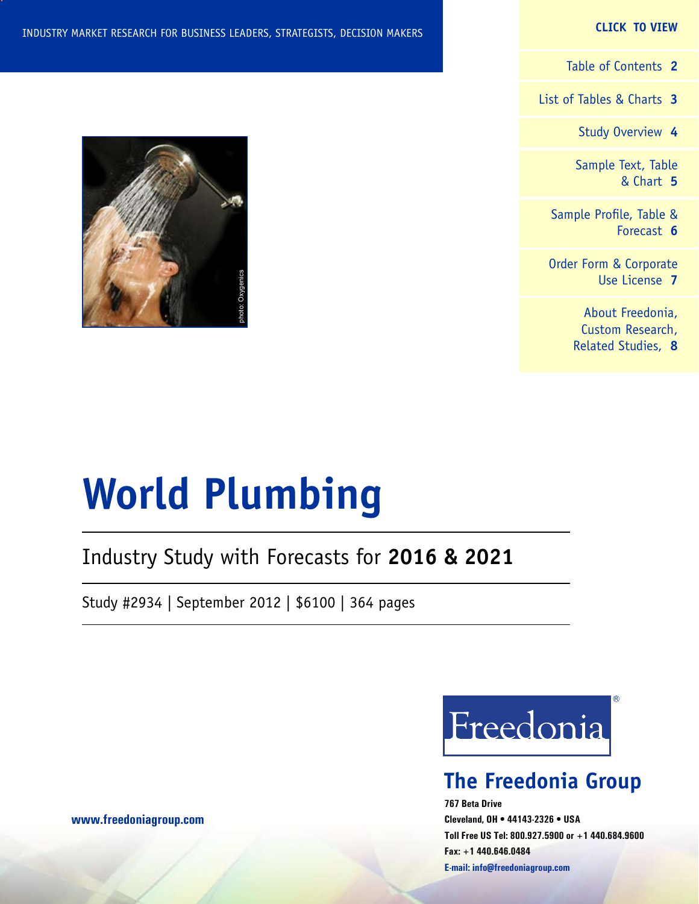INDUSTRY MARKET RESEARCH FOR BUSINESS LEADERS, STRATEGISTS, DECISION MAKERS

**CLICK TO VIEW**

- Table of Contents **2**
- List of Tables & Charts **3**
- Study Overview **4**
- Sample Text, Table & Chart **5**
- Sample Profile, Table & Forecast **6**
- Order Form & Corporate Use License **7**
- About Freedonia, Custom Research, Related Studies, **8**

photo: Oxygenics

# World Plumbing

## Industry Study with Forecasts for **2016 & 2021**

Study #2934 | September 2012 | $6100 | 364 pages

Freedonia®

## The Freedonia Group

**767 Beta Drive**
**Cleveland, OH • 44143-2326 • USA**
**Toll Free US Tel: 800.927.5900 or +1 440.684.9600**
**Fax: +1 440.646.0484**
**E-mail: info@freedoniagroup.com**

**www.freedoniagroup.com**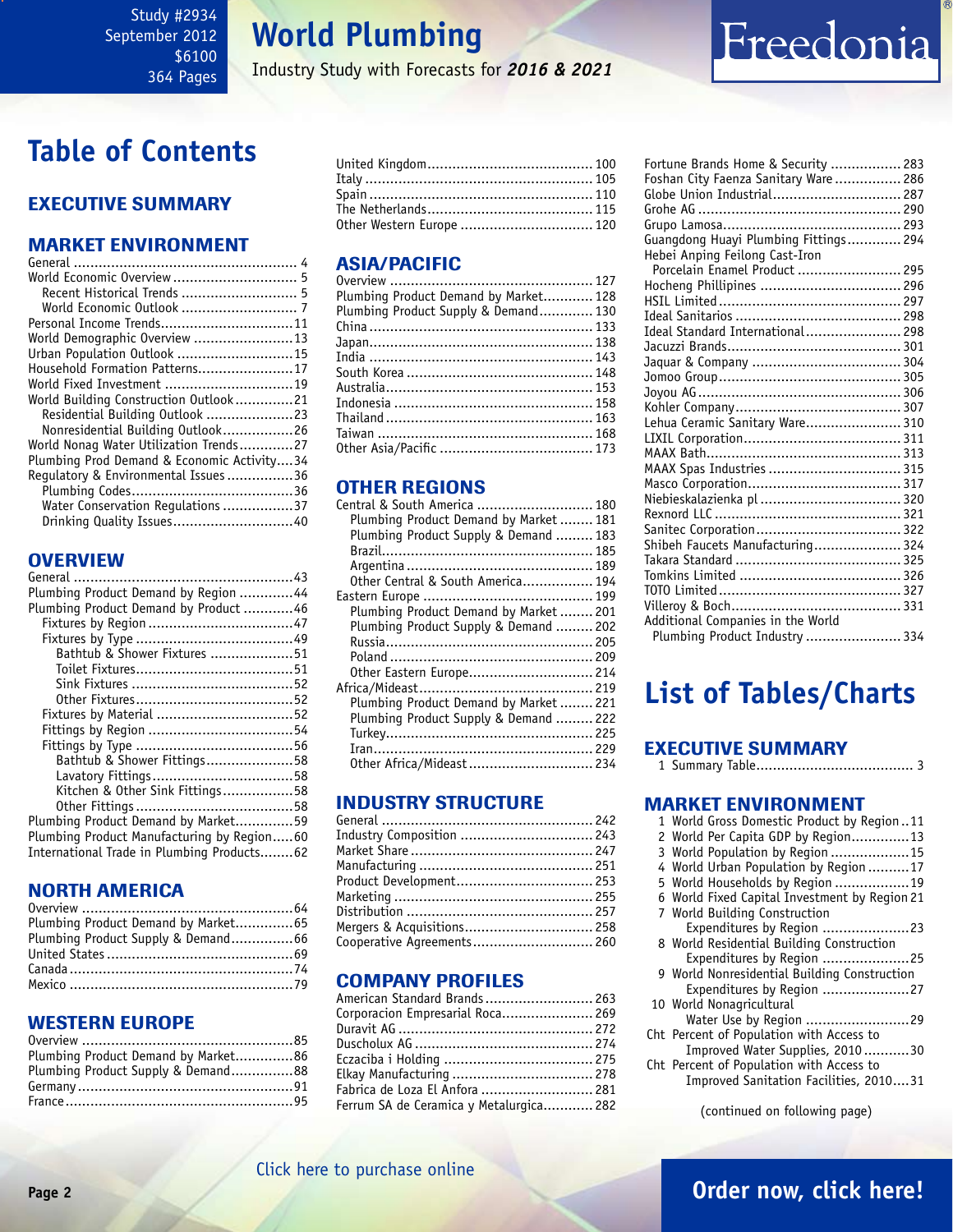Study #2934
September 2012
$6100
364 Pages

# World Plumbing

Industry Study with Forecasts for ***2016 & 2021***

# Table of Contents

## EXECUTIVE SUMMARY

## MARKET ENVIRONMENT

General ...... 4
World Economic Overview ...... 5
  Recent Historical Trends ...... 5
  World Economic Outlook ...... 7
Personal Income Trends ...... 11
World Demographic Overview ...... 13
Urban Population Outlook ...... 15
Household Formation Patterns ...... 17
World Fixed Investment ...... 19
World Building Construction Outlook ...... 21
  Residential Building Outlook ...... 23
  Nonresidential Building Outlook ...... 26
World Nonag Water Utilization Trends ...... 27
Plumbing Prod Demand & Economic Activity ...... 34
Regulatory & Environmental Issues ...... 36
  Plumbing Codes ...... 36
  Water Conservation Regulations ...... 37
  Drinking Quality Issues ...... 40

## OVERVIEW

General ...... 43
Plumbing Product Demand by Region ...... 44
Plumbing Product Demand by Product ...... 46
  Fixtures by Region ...... 47
  Fixtures by Type ...... 49
    Bathtub & Shower Fixtures ...... 51
    Toilet Fixtures ...... 51
    Sink Fixtures ...... 52
    Other Fixtures ...... 52
  Fixtures by Material ...... 52
  Fittings by Region ...... 54
  Fittings by Type ...... 56
    Bathtub & Shower Fittings ...... 58
    Lavatory Fittings ...... 58
    Kitchen & Other Sink Fittings ...... 58
    Other Fittings ...... 58
Plumbing Product Demand by Market ...... 59
Plumbing Product Manufacturing by Region ...... 60
International Trade in Plumbing Products ...... 62

## NORTH AMERICA

Overview ...... 64
Plumbing Product Demand by Market ...... 65
Plumbing Product Supply & Demand ...... 66
United States ...... 69
Canada ...... 74
Mexico ...... 79

## WESTERN EUROPE

Overview ...... 85
Plumbing Product Demand by Market ...... 86
Plumbing Product Supply & Demand ...... 88
Germany ...... 91
France ...... 95
United Kingdom ...... 100
Italy ...... 105
Spain ...... 110
The Netherlands ...... 115
Other Western Europe ...... 120

## ASIA/PACIFIC

Overview ...... 127
Plumbing Product Demand by Market ...... 128
Plumbing Product Supply & Demand ...... 130
China ...... 133
Japan ...... 138
India ...... 143
South Korea ...... 148
Australia ...... 153
Indonesia ...... 158
Thailand ...... 163
Taiwan ...... 168
Other Asia/Pacific ...... 173

## OTHER REGIONS

Central & South America ...... 180
  Plumbing Product Demand by Market ...... 181
  Plumbing Product Supply & Demand ...... 183
  Brazil ...... 185
  Argentina ...... 189
  Other Central & South America ...... 194
Eastern Europe ...... 199
  Plumbing Product Demand by Market ...... 201
  Plumbing Product Supply & Demand ...... 202
  Russia ...... 205
  Poland ...... 209
  Other Eastern Europe ...... 214
Africa/Mideast ...... 219
  Plumbing Product Demand by Market ...... 221
  Plumbing Product Supply & Demand ...... 222
  Turkey ...... 225
  Iran ...... 229
  Other Africa/Mideast ...... 234

## INDUSTRY STRUCTURE

General ...... 242
Industry Composition ...... 243
Market Share ...... 247
Manufacturing ...... 251
Product Development ...... 253
Marketing ...... 255
Distribution ...... 257
Mergers & Acquisitions ...... 258
Cooperative Agreements ...... 260

## COMPANY PROFILES

American Standard Brands ...... 263
Corporacion Empresarial Roca ...... 269
Duravit AG ...... 272
Duscholux AG ...... 274
Eczaciba i Holding ...... 275
Elkay Manufacturing ...... 278
Fabrica de Loza El Anfora ...... 281
Ferrum SA de Ceramica y Metalurgica ...... 282
Fortune Brands Home & Security ...... 283
Foshan City Faenza Sanitary Ware ...... 286
Globe Union Industrial ...... 287
Grohe AG ...... 290
Grupo Lamosa ...... 293
Guangdong Huayi Plumbing Fittings ...... 294
Hebei Anping Feilong Cast-Iron
  Porcelain Enamel Product ...... 295
Hocheng Phillipines ...... 296
HSIL Limited ...... 297
Ideal Sanitarios ...... 298
Ideal Standard International ...... 298
Jacuzzi Brands ...... 301
Jaquar & Company ...... 304
Jomoo Group ...... 305
Joyou AG ...... 306
Kohler Company ...... 307
Lehua Ceramic Sanitary Ware ...... 310
LIXIL Corporation ...... 311
MAAX Bath ...... 313
MAAX Spas Industries ...... 315
Masco Corporation ...... 317
Niebieskalazienka pl ...... 320
Rexnord LLC ...... 321
Sanitec Corporation ...... 322
Shibeh Faucets Manufacturing ...... 324
Takara Standard ...... 325
Tomkins Limited ...... 326
TOTO Limited ...... 327
Villeroy & Boch ...... 331
Additional Companies in the World
  Plumbing Product Industry ...... 334

# List of Tables/Charts

## EXECUTIVE SUMMARY

1 Summary Table ...... 3

## MARKET ENVIRONMENT

1 World Gross Domestic Product by Region ...... 11
2 World Per Capita GDP by Region ...... 13
3 World Population by Region ...... 15
4 World Urban Population by Region ...... 17
5 World Households by Region ...... 19
6 World Fixed Capital Investment by Region ...... 21
7 World Building Construction
  Expenditures by Region ...... 23
8 World Residential Building Construction
  Expenditures by Region ...... 25
9 World Nonresidential Building Construction
  Expenditures by Region ...... 27
10 World Nonagricultural
  Water Use by Region ...... 29
Cht Percent of Population with Access to
  Improved Water Supplies, 2010 ...... 30
Cht Percent of Population with Access to
  Improved Sanitation Facilities, 2010 ...... 31

(continued on following page)

Click here to purchase online

Order now, click here!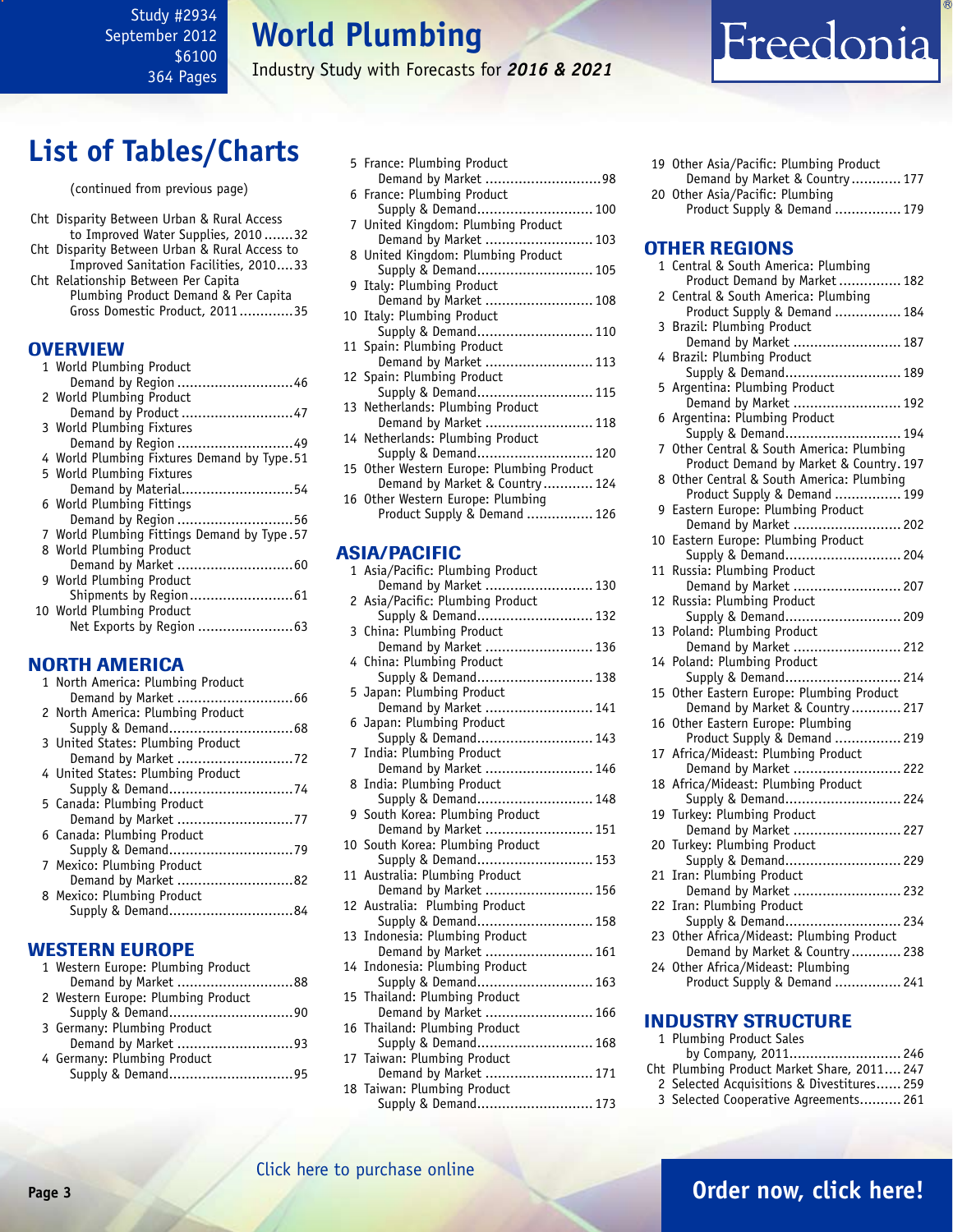Study #2934
September 2012
$6100
364 Pages

# World Plumbing

Industry Study with Forecasts for ***2016 & 2021***

## List of Tables/Charts

(continued from previous page)

Cht Disparity Between Urban & Rural Access to Improved Water Supplies, 2010.......32
Cht Disparity Between Urban & Rural Access to Improved Sanitation Facilities, 2010....33
Cht Relationship Between Per Capita Plumbing Product Demand & Per Capita Gross Domestic Product, 2011.............35

### OVERVIEW

1 World Plumbing Product Demand by Region............................46
2 World Plumbing Product Demand by Product...........................47
3 World Plumbing Fixtures Demand by Region............................49
4 World Plumbing Fixtures Demand by Type.51
5 World Plumbing Fixtures Demand by Material...........................54
6 World Plumbing Fittings Demand by Region............................56
7 World Plumbing Fittings Demand by Type.57
8 World Plumbing Product Demand by Market............................60
9 World Plumbing Product Shipments by Region.........................61
10 World Plumbing Product Net Exports by Region.......................63

### NORTH AMERICA

1 North America: Plumbing Product Demand by Market............................66
2 North America: Plumbing Product Supply & Demand.............................68
3 United States: Plumbing Product Demand by Market............................72
4 United States: Plumbing Product Supply & Demand.............................74
5 Canada: Plumbing Product Demand by Market............................77
6 Canada: Plumbing Product Supply & Demand.............................79
7 Mexico: Plumbing Product Demand by Market............................82
8 Mexico: Plumbing Product Supply & Demand.............................84

### WESTERN EUROPE

1 Western Europe: Plumbing Product Demand by Market............................88
2 Western Europe: Plumbing Product Supply & Demand.............................90
3 Germany: Plumbing Product Demand by Market............................93
4 Germany: Plumbing Product Supply & Demand.............................95
5 France: Plumbing Product Demand by Market............................98
6 France: Plumbing Product Supply & Demand........................... 100
7 United Kingdom: Plumbing Product Demand by Market.......................... 103
8 United Kingdom: Plumbing Product Supply & Demand........................... 105
9 Italy: Plumbing Product Demand by Market.......................... 108
10 Italy: Plumbing Product Supply & Demand........................... 110
11 Spain: Plumbing Product Demand by Market.......................... 113
12 Spain: Plumbing Product Supply & Demand........................... 115
13 Netherlands: Plumbing Product Demand by Market.......................... 118
14 Netherlands: Plumbing Product Supply & Demand........................... 120
15 Other Western Europe: Plumbing Product Demand by Market & Country............ 124
16 Other Western Europe: Plumbing Product Supply & Demand ................ 126

### ASIA/PACIFIC

1 Asia/Pacific: Plumbing Product Demand by Market.......................... 130
2 Asia/Pacific: Plumbing Product Supply & Demand........................... 132
3 China: Plumbing Product Demand by Market.......................... 136
4 China: Plumbing Product Supply & Demand........................... 138
5 Japan: Plumbing Product Demand by Market.......................... 141
6 Japan: Plumbing Product Supply & Demand........................... 143
7 India: Plumbing Product Demand by Market.......................... 146
8 India: Plumbing Product Supply & Demand........................... 148
9 South Korea: Plumbing Product Demand by Market.......................... 151
10 South Korea: Plumbing Product Supply & Demand........................... 153
11 Australia: Plumbing Product Demand by Market.......................... 156
12 Australia: Plumbing Product Supply & Demand........................... 158
13 Indonesia: Plumbing Product Demand by Market.......................... 161
14 Indonesia: Plumbing Product Supply & Demand........................... 163
15 Thailand: Plumbing Product Demand by Market.......................... 166
16 Thailand: Plumbing Product Supply & Demand........................... 168
17 Taiwan: Plumbing Product Demand by Market.......................... 171
18 Taiwan: Plumbing Product Supply & Demand........................... 173
19 Other Asia/Pacific: Plumbing Product Demand by Market & Country............ 177
20 Other Asia/Pacific: Plumbing Product Supply & Demand ................ 179

### OTHER REGIONS

1 Central & South America: Plumbing Product Demand by Market ............... 182
2 Central & South America: Plumbing Product Supply & Demand ................ 184
3 Brazil: Plumbing Product Demand by Market.......................... 187
4 Brazil: Plumbing Product Supply & Demand........................... 189
5 Argentina: Plumbing Product Demand by Market.......................... 192
6 Argentina: Plumbing Product Supply & Demand........................... 194
7 Other Central & South America: Plumbing Product Demand by Market & Country. 197
8 Other Central & South America: Plumbing Product Supply & Demand ................ 199
9 Eastern Europe: Plumbing Product Demand by Market.......................... 202
10 Eastern Europe: Plumbing Product Supply & Demand........................... 204
11 Russia: Plumbing Product Demand by Market.......................... 207
12 Russia: Plumbing Product Supply & Demand........................... 209
13 Poland: Plumbing Product Demand by Market.......................... 212
14 Poland: Plumbing Product Supply & Demand........................... 214
15 Other Eastern Europe: Plumbing Product Demand by Market & Country............ 217
16 Other Eastern Europe: Plumbing Product Supply & Demand ................ 219
17 Africa/Mideast: Plumbing Product Demand by Market.......................... 222
18 Africa/Mideast: Plumbing Product Supply & Demand........................... 224
19 Turkey: Plumbing Product Demand by Market.......................... 227
20 Turkey: Plumbing Product Supply & Demand........................... 229
21 Iran: Plumbing Product Demand by Market.......................... 232
22 Iran: Plumbing Product Supply & Demand........................... 234
23 Other Africa/Mideast: Plumbing Product Demand by Market & Country............ 238
24 Other Africa/Mideast: Plumbing Product Supply & Demand ................ 241

### INDUSTRY STRUCTURE

1 Plumbing Product Sales by Company, 2011........................... 246
Cht Plumbing Product Market Share, 2011..... 247
2 Selected Acquisitions & Divestitures...... 259
3 Selected Cooperative Agreements.......... 261

Click here to purchase online

Order now, click here!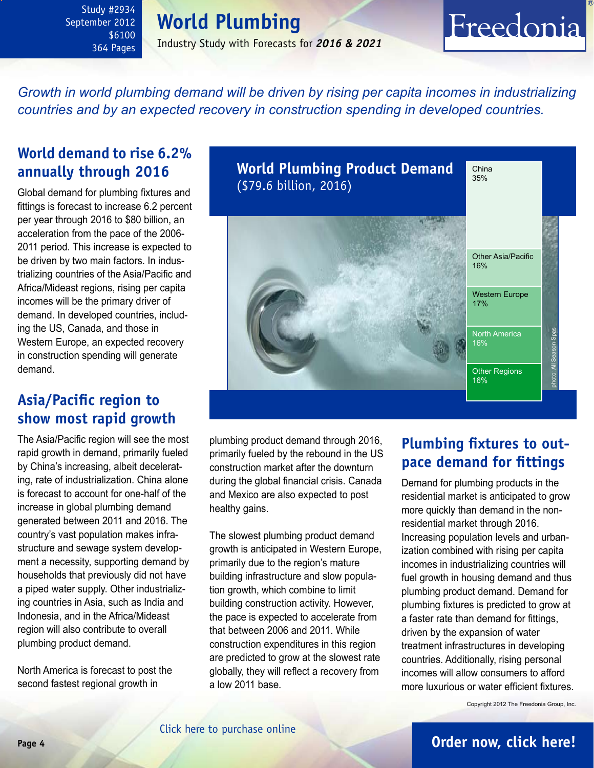*Growth in world plumbing demand will be driven by rising per capita incomes in industrializing countries and by an expected recovery in construction spending in developed countries.*

## World demand to rise 6.2% annually through 2016

Global demand for plumbing fixtures and fittings is forecast to increase 6.2 percent per year through 2016 to $80 billion, an acceleration from the pace of the 2006-2011 period. This increase is expected to be driven by two main factors. In industrializing countries of the Asia/Pacific and Africa/Mideast regions, rising per capita incomes will be the primary driver of demand. In developed countries, including the US, Canada, and those in Western Europe, an expected recovery in construction spending will generate demand.

**World Plumbing Product Demand**
($79.6 billion, 2016)

China
35%

Other Asia/Pacific
16%

Western Europe
17%

North America
16%

Other Regions
16%

photo: All Season Spas

## Asia/Pacific region to show most rapid growth

The Asia/Pacific region will see the most rapid growth in demand, primarily fueled by China's increasing, albeit decelerating, rate of industrialization. China alone is forecast to account for one-half of the increase in global plumbing demand generated between 2011 and 2016. The country's vast population makes infrastructure and sewage system development a necessity, supporting demand by households that previously did not have a piped water supply. Other industrializing countries in Asia, such as India and Indonesia, and in the Africa/Mideast region will also contribute to overall plumbing product demand.

North America is forecast to post the second fastest regional growth in plumbing product demand through 2016, primarily fueled by the rebound in the US construction market after the downturn during the global financial crisis. Canada and Mexico are also expected to post healthy gains.

The slowest plumbing product demand growth is anticipated in Western Europe, primarily due to the region's mature building infrastructure and slow population growth, which combine to limit building construction activity. However, the pace is expected to accelerate from that between 2006 and 2011. While construction expenditures in this region are predicted to grow at the slowest rate globally, they will reflect a recovery from a low 2011 base.

## Plumbing fixtures to outpace demand for fittings

Demand for plumbing products in the residential market is anticipated to grow more quickly than demand in the nonresidential market through 2016. Increasing population levels and urbanization combined with rising per capita incomes in industrializing countries will fuel growth in housing demand and thus plumbing product demand. Demand for plumbing fixtures is predicted to grow at a faster rate than demand for fittings, driven by the expansion of water treatment infrastructures in developing countries. Additionally, rising personal incomes will allow consumers to afford more luxurious or water efficient fixtures.

Copyright 2012 The Freedonia Group, Inc.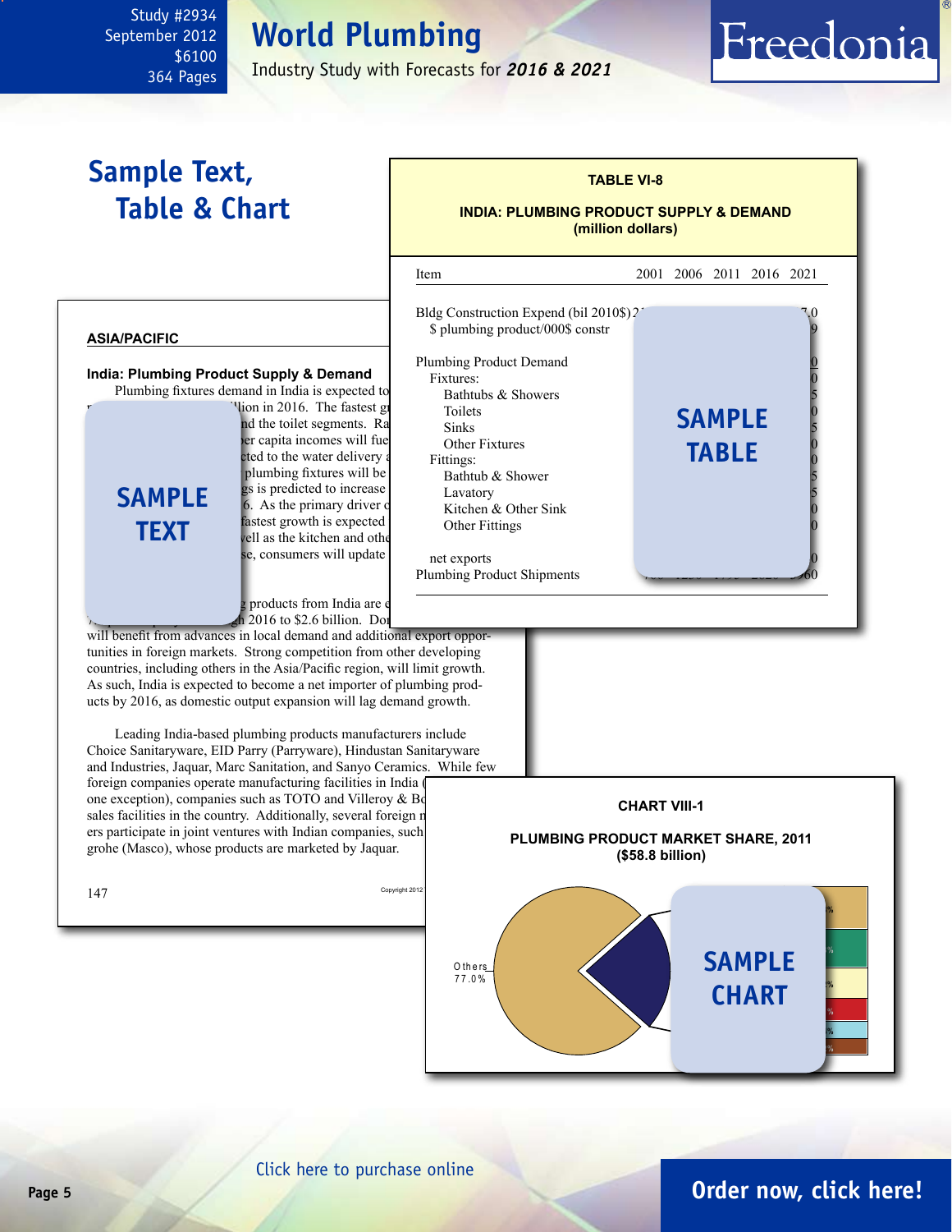# Sample Text, Table & Chart

**TABLE VI-8**

**INDIA: PLUMBING PRODUCT SUPPLY & DEMAND (million dollars)**

| Item | 2001 | 2006 | 2011 | 2016 | 2021 |
|---|---|---|---|---|---|
| Bldg Construction Expend (bil 2010$) 2 | | | | | .0 |
| $ plumbing product/000$ constr | | | | | 9 |
| Plumbing Product Demand | | | | | 0 |
| Fixtures: | | | | | 0 |
| Bathtubs & Showers | | | | | 5 |
| Toilets | | | | | 0 |
| Sinks | | | | | 5 |
| Other Fixtures | | | | | 0 |
| Fittings: | | | | | 0 |
| Bathtub & Shower | | | | | 5 |
| Lavatory | | | | | 5 |
| Kitchen & Other Sink | | | | | 0 |
| Other Fittings | | | | | 0 |
| net exports | | | | | 0 |
| Plumbing Product Shipments | | | | | 960 |

SAMPLE TABLE

## ASIA/PACIFIC

### India: Plumbing Product Supply & Demand

Plumbing fixtures demand in India is expected to ... llion in 2016. The fastest g... nd the toilet segments. Ra... er capita incomes will fue... cted to the water delivery ... plumbing fixtures will be ... gs is predicted to increase ... 6. As the primary driver ... fastest growth is expected ... vell as the kitchen and othe... se, consumers will update ...

SAMPLE TEXT

... products from India are ... gh 2016 to $2.6 billion. Do... will benefit from advances in local demand and additional export opportunities in foreign markets. Strong competition from other developing countries, including others in the Asia/Pacific region, will limit growth. As such, India is expected to become a net importer of plumbing products by 2016, as domestic output expansion will lag demand growth.

Leading India-based plumbing products manufacturers include Choice Sanitaryware, EID Parry (Parryware), Hindustan Sanitaryware and Industries, Jaquar, Marc Sanitation, and Sanyo Ceramics. While few foreign companies operate manufacturing facilities in India (... one exception), companies such as TOTO and Villeroy & Bo... sales facilities in the country. Additionally, several foreign m... ers participate in joint ventures with Indian companies, such ... grohe (Masco), whose products are marketed by Jaquar.

Copyright 2012

**CHART VIII-1**

**PLUMBING PRODUCT MARKET SHARE, 2011 ($58.8 billion)**

Others
77.0%

SAMPLE CHART

Click here to purchase online

Order now, click here!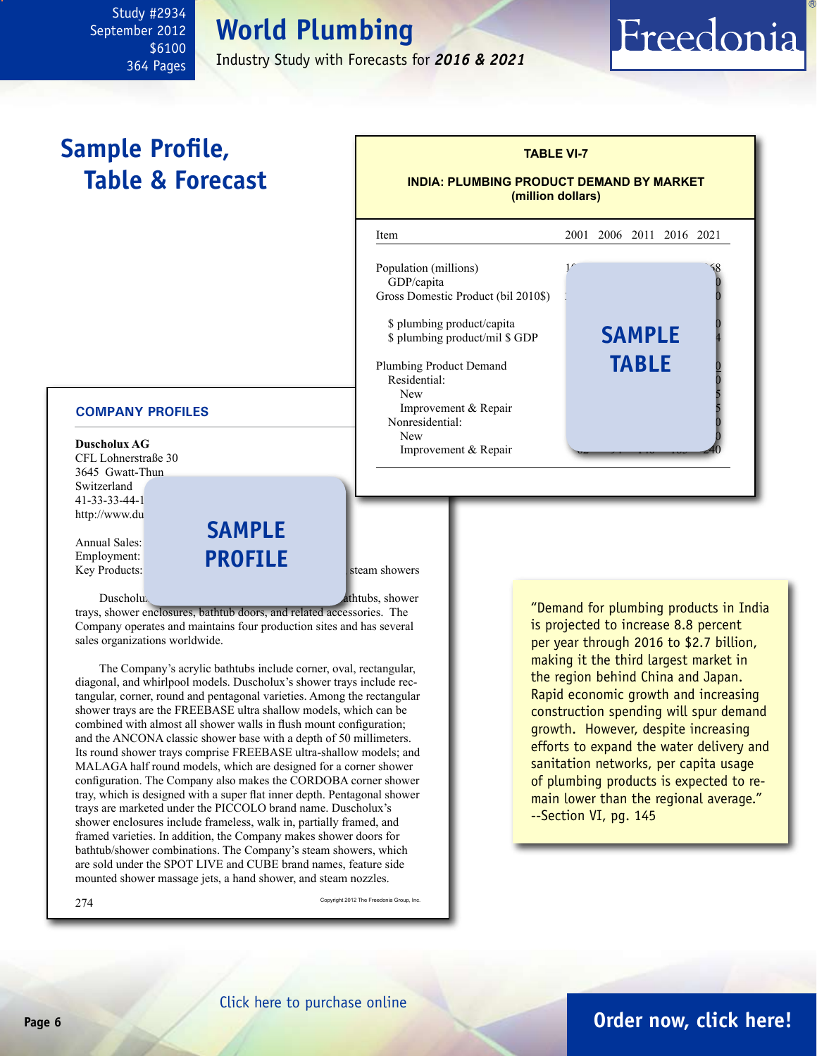# Sample Profile, Table & Forecast

**TABLE VI-7**

**INDIA: PLUMBING PRODUCT DEMAND BY MARKET (million dollars)**

| Item | 2001 | 2006 | 2011 | 2016 | 2021 |
|---|---|---|---|---|---|
| Population (millions) | | | | | |
| GDP/capita | | | | | |
| Gross Domestic Product (bil 2010$) | | | | | |
| $ plumbing product/capita | | | | | |
| $ plumbing product/mil $ GDP | | | | | |
| Plumbing Product Demand | | | | | |
| Residential: | | | | | |
| New | | | | | |
| Improvement & Repair | | | | | |
| Nonresidential: | | | | | |
| New | | | | | |
| Improvement & Repair | | | | | 240 |

**SAMPLE TABLE**

### COMPANY PROFILES

**Duscholux AG**
CFL Lohnerstraße 30
3645 Gwatt-Thun
Switzerland
41-33-33-44-1
http://www.du

Annual Sales:
Employment:
Key Products: steam showers

**SAMPLE PROFILE**

Duscholu... athtubs, shower trays, shower enclosures, bathtub doors, and related accessories. The Company operates and maintains four production sites and has several sales organizations worldwide.

The Company's acrylic bathtubs include corner, oval, rectangular, diagonal, and whirlpool models. Duscholux's shower trays include rectangular, corner, round and pentagonal varieties. Among the rectangular shower trays are the FREEBASE ultra shallow models, which can be combined with almost all shower walls in flush mount configuration; and the ANCONA classic shower base with a depth of 50 millimeters. Its round shower trays comprise FREEBASE ultra-shallow models; and MALAGA half round models, which are designed for a corner shower configuration. The Company also makes the CORDOBA corner shower tray, which is designed with a super flat inner depth. Pentagonal shower trays are marketed under the PICCOLO brand name. Duscholux's shower enclosures include frameless, walk in, partially framed, and framed varieties. In addition, the Company makes shower doors for bathtub/shower combinations. The Company's steam showers, which are sold under the SPOT LIVE and CUBE brand names, feature side mounted shower massage jets, a hand shower, and steam nozzles.

274 Copyright 2012 The Freedonia Group, Inc.

"Demand for plumbing products in India is projected to increase 8.8 percent per year through 2016 to $2.7 billion, making it the third largest market in the region behind China and Japan. Rapid economic growth and increasing construction spending will spur demand growth. However, despite increasing efforts to expand the water delivery and sanitation networks, per capita usage of plumbing products is expected to remain lower than the regional average."
--Section VI, pg. 145

Click here to purchase online

**Order now, click here!**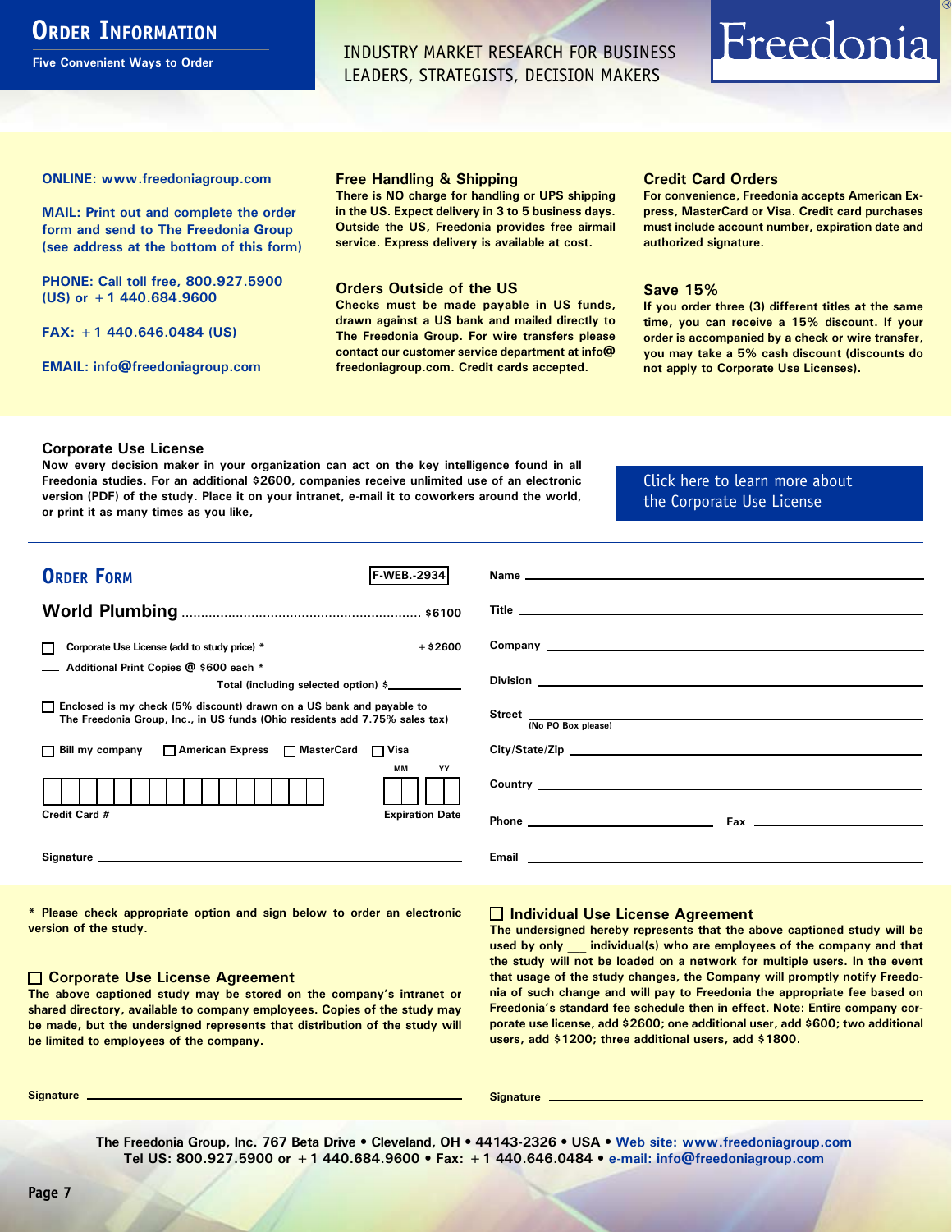# Order Information

**Five Convenient Ways to Order**

INDUSTRY MARKET RESEARCH FOR BUSINESS LEADERS, STRATEGISTS, DECISION MAKERS

Freedonia®

**ONLINE: www.freedoniagroup.com**

**MAIL: Print out and complete the order form and send to The Freedonia Group (see address at the bottom of this form)**

**PHONE: Call toll free, 800.927.5900 (US) or +1 440.684.9600**

**FAX: +1 440.646.0484 (US)**

**EMAIL: info@freedoniagroup.com**

### Free Handling & Shipping

There is NO charge for handling or UPS shipping in the US. Expect delivery in 3 to 5 business days. Outside the US, Freedonia provides free airmail service. Express delivery is available at cost.

### Orders Outside of the US

Checks must be made payable in US funds, drawn against a US bank and mailed directly to The Freedonia Group. For wire transfers please contact our customer service department at info@freedoniagroup.com. Credit cards accepted.

### Credit Card Orders

For convenience, Freedonia accepts American Express, MasterCard or Visa. Credit card purchases must include account number, expiration date and authorized signature.

### Save 15%

If you order three (3) different titles at the same time, you can receive a 15% discount. If your order is accompanied by a check or wire transfer, you may take a 5% cash discount (discounts do not apply to Corporate Use Licenses).

### Corporate Use License

Now every decision maker in your organization can act on the key intelligence found in all Freedonia studies. For an additional $2600, companies receive unlimited use of an electronic version (PDF) of the study. Place it on your intranet, e-mail it to coworkers around the world, or print it as many times as you like,

Click here to learn more about the Corporate Use License

## Order Form

F-WEB.-2934

**World Plumbing** ............................................................. $6100

☐ Corporate Use License (add to study price) * +$2600

___ Additional Print Copies @ $600 each *

Total (including selected option) $__________

☐ Enclosed is my check (5% discount) drawn on a US bank and payable to The Freedonia Group, Inc., in US funds (Ohio residents add 7.75% sales tax)

☐ Bill my company ☐ American Express ☐ MasterCard ☐ Visa

Credit Card # ____________________ Expiration Date MM ____ YY ____

Signature ____________________

Name ____________________

Title ____________________

Company ____________________

Division ____________________

Street ____________________ (No PO Box please)

City/State/Zip ____________________

Country ____________________

Phone ____________________ Fax ____________________

Email ____________________

\* Please check appropriate option and sign below to order an electronic version of the study.

### ☐ Corporate Use License Agreement

The above captioned study may be stored on the company's intranet or shared directory, available to company employees. Copies of the study may be made, but the undersigned represents that distribution of the study will be limited to employees of the company.

Signature ____________________

### ☐ Individual Use License Agreement

The undersigned hereby represents that the above captioned study will be used by only ___ individual(s) who are employees of the company and that the study will not be loaded on a network for multiple users. In the event that usage of the study changes, the Company will promptly notify Freedonia of such change and will pay to Freedonia the appropriate fee based on Freedonia's standard fee schedule then in effect. Note: Entire company corporate use license, add $2600; one additional user, add $600; two additional users, add $1200; three additional users, add $1800.

Signature ____________________

The Freedonia Group, Inc. 767 Beta Drive • Cleveland, OH • 44143-2326 • USA • Web site: www.freedoniagroup.com
Tel US: 800.927.5900 or +1 440.684.9600 • Fax: +1 440.646.0484 • e-mail: info@freedoniagroup.com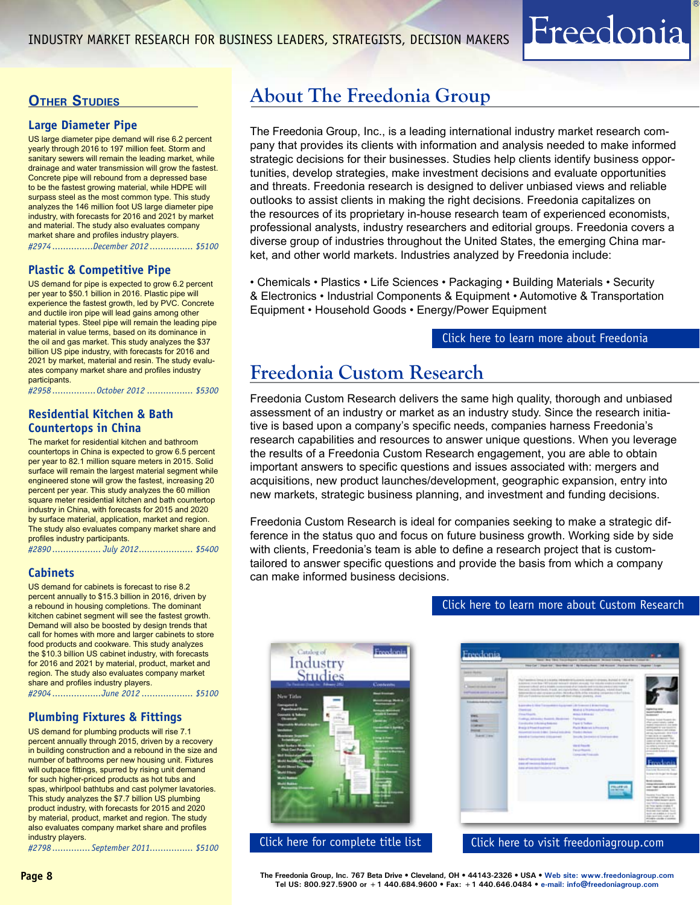## Other Studies

### Large Diameter Pipe

US large diameter pipe demand will rise 6.2 percent yearly through 2016 to 197 million feet. Storm and sanitary sewers will remain the leading market, while drainage and water transmission will grow the fastest. Concrete pipe will rebound from a depressed base to be the fastest growing material, while HDPE will surpass steel as the most common type. This study analyzes the 146 million foot US large diameter pipe industry, with forecasts for 2016 and 2021 by market and material. The study also evaluates company market share and profiles industry players.

*#2974 ............... December 2012 ................ $5100*

### Plastic & Competitive Pipe

US demand for pipe is expected to grow 6.2 percent per year to $50.1 billion in 2016. Plastic pipe will experience the fastest growth, led by PVC. Concrete and ductile iron pipe will lead gains among other material types. Steel pipe will remain the leading pipe material in value terms, based on its dominance in the oil and gas market. This study analyzes the $37 billion US pipe industry, with forecasts for 2016 and 2021 by market, material and resin. The study evaluates company market share and profiles industry participants.

*#2958 ................ October 2012 ................. $5300*

### Residential Kitchen & Bath Countertops in China

The market for residential kitchen and bathroom countertops in China is expected to grow 6.5 percent per year to 82.1 million square meters in 2015. Solid surface will remain the largest material segment while engineered stone will grow the fastest, increasing 20 percent per year. This study analyzes the 60 million square meter residential kitchen and bath countertop industry in China, with forecasts for 2015 and 2020 by surface material, application, market and region. The study also evaluates company market share and profiles industry participants.

*#2890 .................. July 2012.................... $5400*

### Cabinets

US demand for cabinets is forecast to rise 8.2 percent annually to $15.3 billion in 2016, driven by a rebound in housing completions. The dominant kitchen cabinet segment will see the fastest growth. Demand will also be boosted by design trends that call for homes with more and larger cabinets to store food products and cookware. This study analyzes the $10.3 billion US cabinet industry, with forecasts for 2016 and 2021 by material, product, market and region. The study also evaluates company market share and profiles industry players.

*#2904 .................. June 2012 ................... $5100*

### Plumbing Fixtures & Fittings

US demand for plumbing products will rise 7.1 percent annually through 2015, driven by a recovery in building construction and a rebound in the size and number of bathrooms per new housing unit. Fixtures will outpace fittings, spurred by rising unit demand for such higher-priced products as hot tubs and spas, whirlpool bathtubs and cast polymer lavatories. This study analyzes the $7.7 billion US plumbing product industry, with forecasts for 2015 and 2020 by material, product, market and region. The study also evaluates company market share and profiles industry players.

*#2798 .............. September 2011................ $5100*

## About The Freedonia Group

The Freedonia Group, Inc., is a leading international industry market research company that provides its clients with information and analysis needed to make informed strategic decisions for their businesses. Studies help clients identify business opportunities, develop strategies, make investment decisions and evaluate opportunities and threats. Freedonia research is designed to deliver unbiased views and reliable outlooks to assist clients in making the right decisions. Freedonia capitalizes on the resources of its proprietary in-house research team of experienced economists, professional analysts, industry researchers and editorial groups. Freedonia covers a diverse group of industries throughout the United States, the emerging China market, and other world markets. Industries analyzed by Freedonia include:

• Chemicals • Plastics • Life Sciences • Packaging • Building Materials • Security & Electronics • Industrial Components & Equipment • Automotive & Transportation Equipment • Household Goods • Energy/Power Equipment

Click here to learn more about Freedonia

## Freedonia Custom Research

Freedonia Custom Research delivers the same high quality, thorough and unbiased assessment of an industry or market as an industry study. Since the research initiative is based upon a company's specific needs, companies harness Freedonia's research capabilities and resources to answer unique questions. When you leverage the results of a Freedonia Custom Research engagement, you are able to obtain important answers to specific questions and issues associated with: mergers and acquisitions, new product launches/development, geographic expansion, entry into new markets, strategic business planning, and investment and funding decisions.

Freedonia Custom Research is ideal for companies seeking to make a strategic difference in the status quo and focus on future business growth. Working side by side with clients, Freedonia's team is able to define a research project that is custom-tailored to answer specific questions and provide the basis from which a company can make informed business decisions.

Click here to learn more about Custom Research

Click here for complete title list

Click here to visit freedoniagroup.com

**The Freedonia Group, Inc. 767 Beta Drive • Cleveland, OH • 44143-2326 • USA • Web site: www.freedoniagroup.com**
**Tel US: 800.927.5900 or +1 440.684.9600 • Fax: +1 440.646.0484 • e-mail: info@freedoniagroup.com**